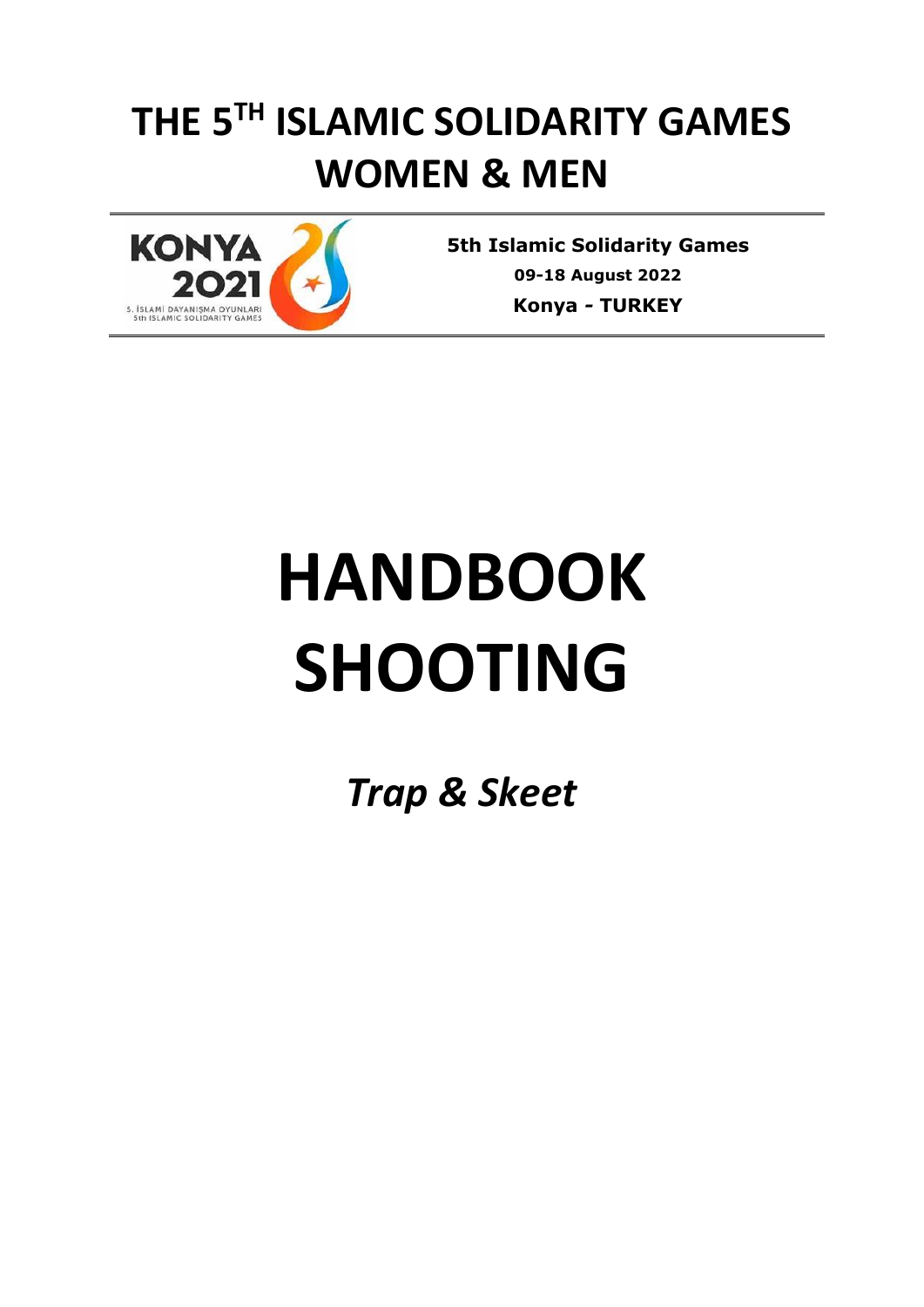# THE 5TH ISLAMIC SOLIDARITY GAMES WOMEN & MEN

KONYA 2021
5. İSLAMİ DAYANIŞMA OYUNLARI
5th ISLAMIC SOLIDARITY GAMES

**5th Islamic Solidarity Games**

**09-18 August 2022**

**Konya - TURKEY**

# HANDBOOK SHOOTING

## *Trap & Skeet*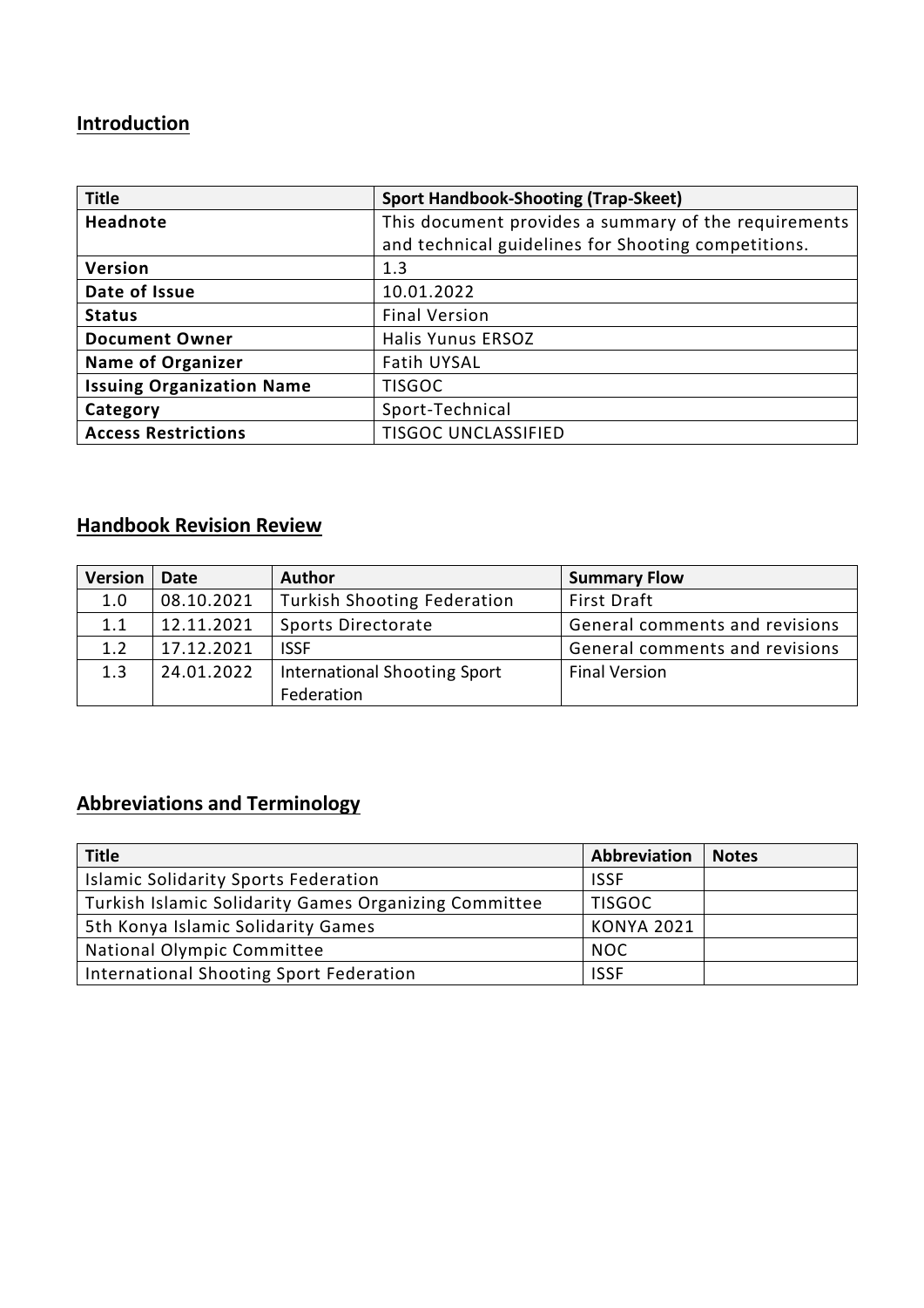## Introduction

| Title | Sport Handbook-Shooting (Trap-Skeet) |
|---|---|
| Headnote | This document provides a summary of the requirements and technical guidelines for Shooting competitions. |
| Version | 1.3 |
| Date of Issue | 10.01.2022 |
| Status | Final Version |
| Document Owner | Halis Yunus ERSOZ |
| Name of Organizer | Fatih UYSAL |
| Issuing Organization Name | TISGOC |
| Category | Sport-Technical |
| Access Restrictions | TISGOC UNCLASSIFIED |

## Handbook Revision Review

| Version | Date | Author | Summary Flow |
|---|---|---|---|
| 1.0 | 08.10.2021 | Turkish Shooting Federation | First Draft |
| 1.1 | 12.11.2021 | Sports Directorate | General comments and revisions |
| 1.2 | 17.12.2021 | ISSF | General comments and revisions |
| 1.3 | 24.01.2022 | International Shooting Sport Federation | Final Version |

## Abbreviations and Terminology

| Title | Abbreviation | Notes |
|---|---|---|
| Islamic Solidarity Sports Federation | ISSF | |
| Turkish Islamic Solidarity Games Organizing Committee | TISGOC | |
| 5th Konya Islamic Solidarity Games | KONYA 2021 | |
| National Olympic Committee | NOC | |
| International Shooting Sport Federation | ISSF | |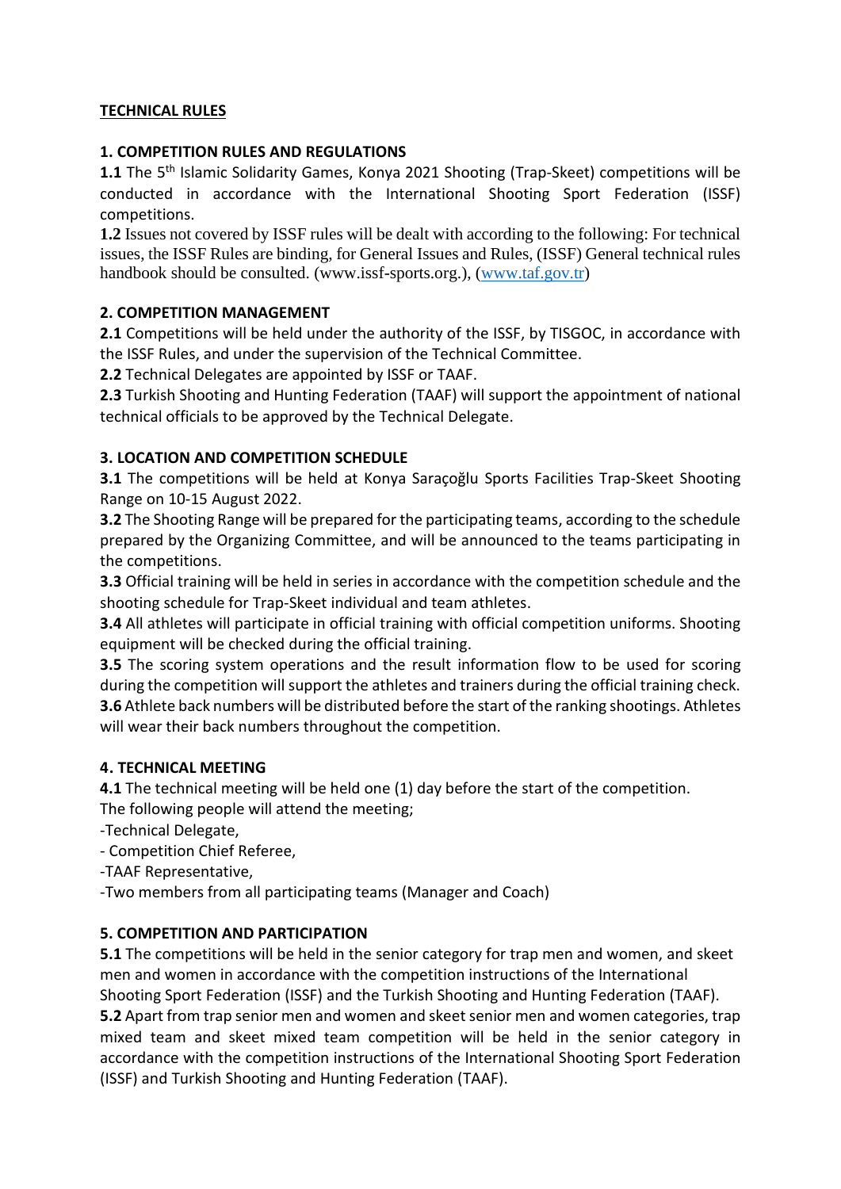**TECHNICAL RULES**

**1. COMPETITION RULES AND REGULATIONS**

**1.1** The 5th Islamic Solidarity Games, Konya 2021 Shooting (Trap-Skeet) competitions will be conducted in accordance with the International Shooting Sport Federation (ISSF) competitions.

**1.2** Issues not covered by ISSF rules will be dealt with according to the following: For technical issues, the ISSF Rules are binding, for General Issues and Rules, (ISSF) General technical rules handbook should be consulted. (www.issf-sports.org.), (www.taf.gov.tr)

**2. COMPETITION MANAGEMENT**

**2.1** Competitions will be held under the authority of the ISSF, by TISGOC, in accordance with the ISSF Rules, and under the supervision of the Technical Committee.

**2.2** Technical Delegates are appointed by ISSF or TAAF.

**2.3** Turkish Shooting and Hunting Federation (TAAF) will support the appointment of national technical officials to be approved by the Technical Delegate.

**3. LOCATION AND COMPETITION SCHEDULE**

**3.1** The competitions will be held at Konya Saraçoğlu Sports Facilities Trap-Skeet Shooting Range on 10-15 August 2022.

**3.2** The Shooting Range will be prepared for the participating teams, according to the schedule prepared by the Organizing Committee, and will be announced to the teams participating in the competitions.

**3.3** Official training will be held in series in accordance with the competition schedule and the shooting schedule for Trap-Skeet individual and team athletes.

**3.4** All athletes will participate in official training with official competition uniforms. Shooting equipment will be checked during the official training.

**3.5** The scoring system operations and the result information flow to be used for scoring during the competition will support the athletes and trainers during the official training check.

**3.6** Athlete back numbers will be distributed before the start of the ranking shootings. Athletes will wear their back numbers throughout the competition.

**4. TECHNICAL MEETING**

**4.1** The technical meeting will be held one (1) day before the start of the competition.
The following people will attend the meeting;

- Technical Delegate,
- Competition Chief Referee,
- TAAF Representative,
- Two members from all participating teams (Manager and Coach)

**5. COMPETITION AND PARTICIPATION**

**5.1** The competitions will be held in the senior category for trap men and women, and skeet men and women in accordance with the competition instructions of the International Shooting Sport Federation (ISSF) and the Turkish Shooting and Hunting Federation (TAAF).

**5.2** Apart from trap senior men and women and skeet senior men and women categories, trap mixed team and skeet mixed team competition will be held in the senior category in accordance with the competition instructions of the International Shooting Sport Federation (ISSF) and Turkish Shooting and Hunting Federation (TAAF).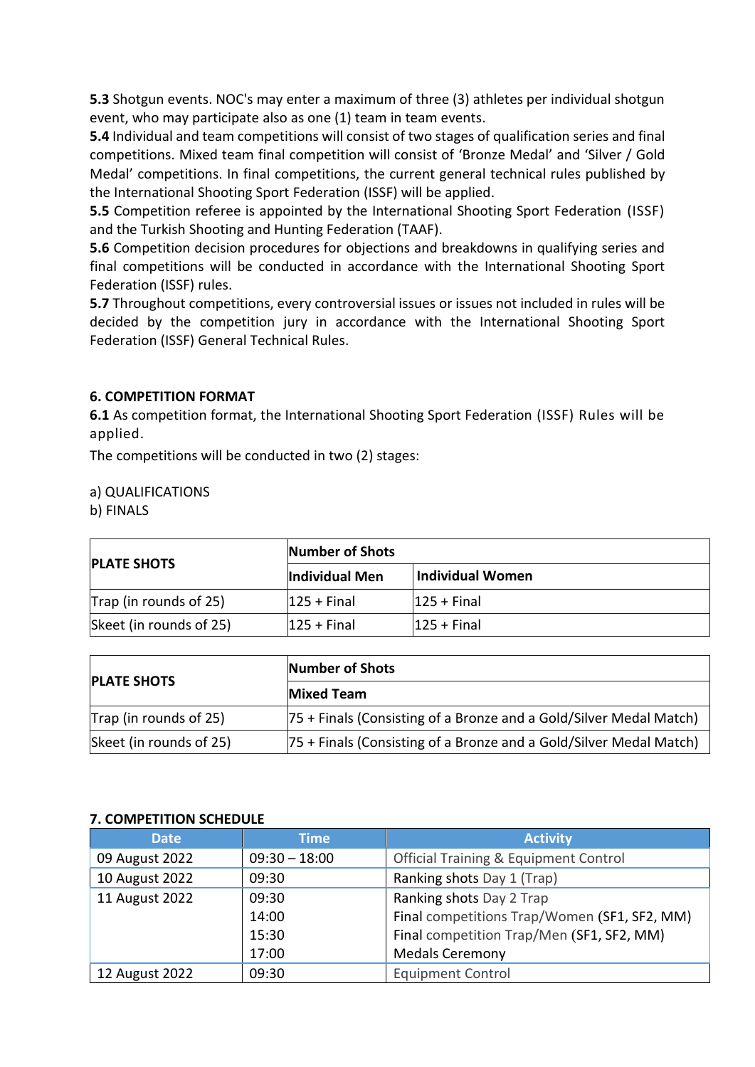**5.3** Shotgun events. NOC's may enter a maximum of three (3) athletes per individual shotgun event, who may participate also as one (1) team in team events.

**5.4** Individual and team competitions will consist of two stages of qualification series and final competitions. Mixed team final competition will consist of 'Bronze Medal' and 'Silver / Gold Medal' competitions. In final competitions, the current general technical rules published by the International Shooting Sport Federation (ISSF) will be applied.

**5.5** Competition referee is appointed by the International Shooting Sport Federation (ISSF) and the Turkish Shooting and Hunting Federation (TAAF).

**5.6** Competition decision procedures for objections and breakdowns in qualifying series and final competitions will be conducted in accordance with the International Shooting Sport Federation (ISSF) rules.

**5.7** Throughout competitions, every controversial issues or issues not included in rules will be decided by the competition jury in accordance with the International Shooting Sport Federation (ISSF) General Technical Rules.

## 6. COMPETITION FORMAT

**6.1** As competition format, the International Shooting Sport Federation (ISSF) Rules will be applied.

The competitions will be conducted in two (2) stages:

a) QUALIFICATIONS
b) FINALS

| PLATE SHOTS | Number of Shots | |
|---|---|---|
| | Individual Men | Individual Women |
| Trap (in rounds of 25) | 125 + Final | 125 + Final |
| Skeet (in rounds of 25) | 125 + Final | 125 + Final |

| PLATE SHOTS | Number of Shots |
|---|---|
| | Mixed Team |
| Trap (in rounds of 25) | 75 + Finals (Consisting of a Bronze and a Gold/Silver Medal Match) |
| Skeet (in rounds of 25) | 75 + Finals (Consisting of a Bronze and a Gold/Silver Medal Match) |

## 7. COMPETITION SCHEDULE

| Date | Time | Activity |
|---|---|---|
| 09 August 2022 | 09:30 – 18:00 | Official Training & Equipment Control |
| 10 August 2022 | 09:30 | Ranking shots Day 1 (Trap) |
| 11 August 2022 | 09:30<br>14:00<br>15:30<br>17:00 | Ranking shots Day 2 Trap<br>Final competitions Trap/Women (SF1, SF2, MM)<br>Final competition Trap/Men (SF1, SF2, MM)<br>Medals Ceremony |
| 12 August 2022 | 09:30 | Equipment Control |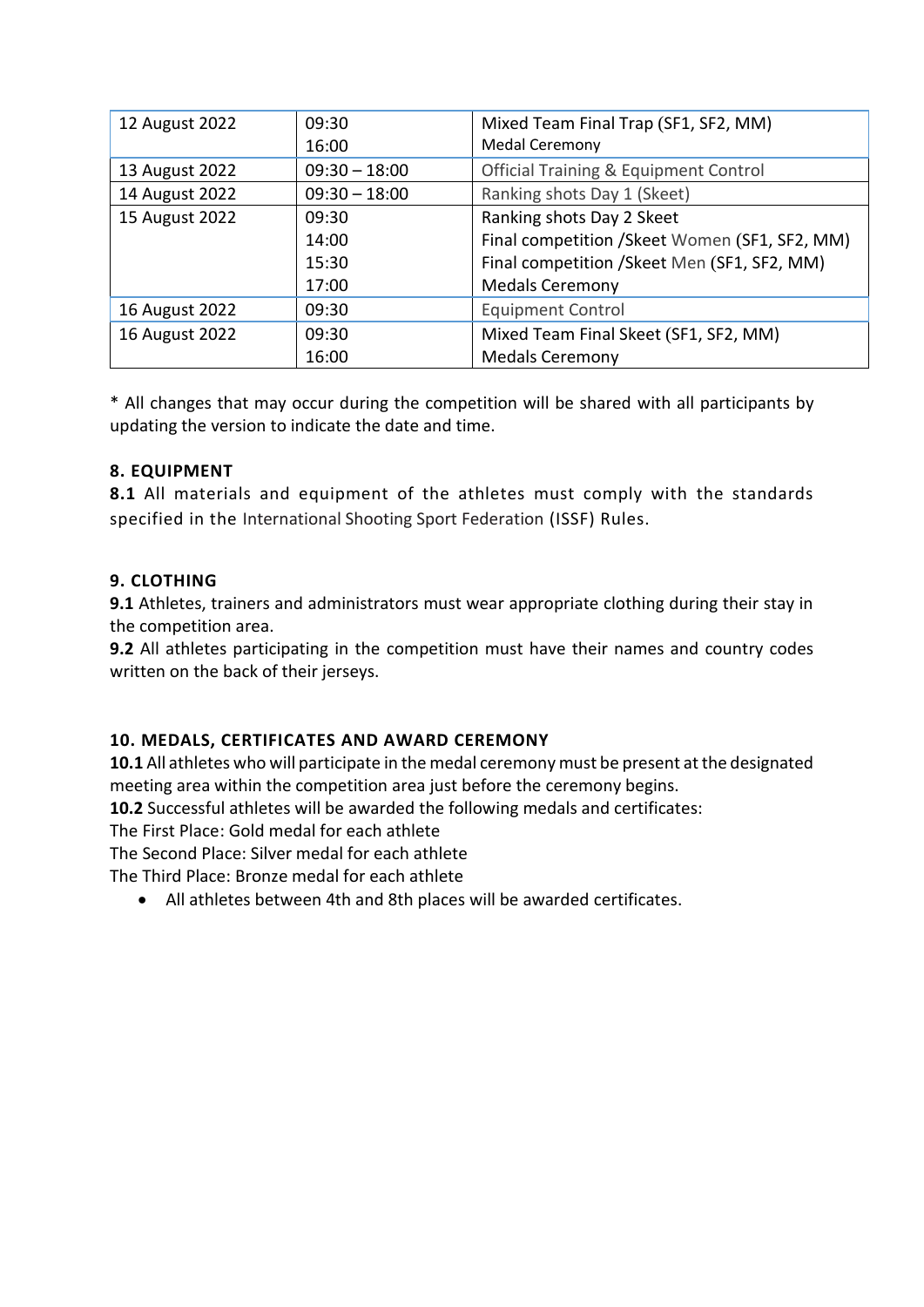| | | |
|---|---|---|
| 12 August 2022 | 09:30<br>16:00 | Mixed Team Final Trap (SF1, SF2, MM)<br>Medal Ceremony |
| 13 August 2022 | 09:30 – 18:00 | Official Training & Equipment Control |
| 14 August 2022 | 09:30 – 18:00 | Ranking shots Day 1 (Skeet) |
| 15 August 2022 | 09:30<br>14:00<br>15:30<br>17:00 | Ranking shots Day 2 Skeet<br>Final competition /Skeet Women (SF1, SF2, MM)<br>Final competition /Skeet Men (SF1, SF2, MM)<br>Medals Ceremony |
| 16 August 2022 | 09:30 | Equipment Control |
| 16 August 2022 | 09:30<br>16:00 | Mixed Team Final Skeet (SF1, SF2, MM)<br>Medals Ceremony |

* All changes that may occur during the competition will be shared with all participants by updating the version to indicate the date and time.

## 8. EQUIPMENT

**8.1** All materials and equipment of the athletes must comply with the standards specified in the International Shooting Sport Federation (ISSF) Rules.

## 9. CLOTHING

**9.1** Athletes, trainers and administrators must wear appropriate clothing during their stay in the competition area.

**9.2** All athletes participating in the competition must have their names and country codes written on the back of their jerseys.

## 10. MEDALS, CERTIFICATES AND AWARD CEREMONY

**10.1** All athletes who will participate in the medal ceremony must be present at the designated meeting area within the competition area just before the ceremony begins.

**10.2** Successful athletes will be awarded the following medals and certificates:

The First Place: Gold medal for each athlete

The Second Place: Silver medal for each athlete

The Third Place: Bronze medal for each athlete

- All athletes between 4th and 8th places will be awarded certificates.